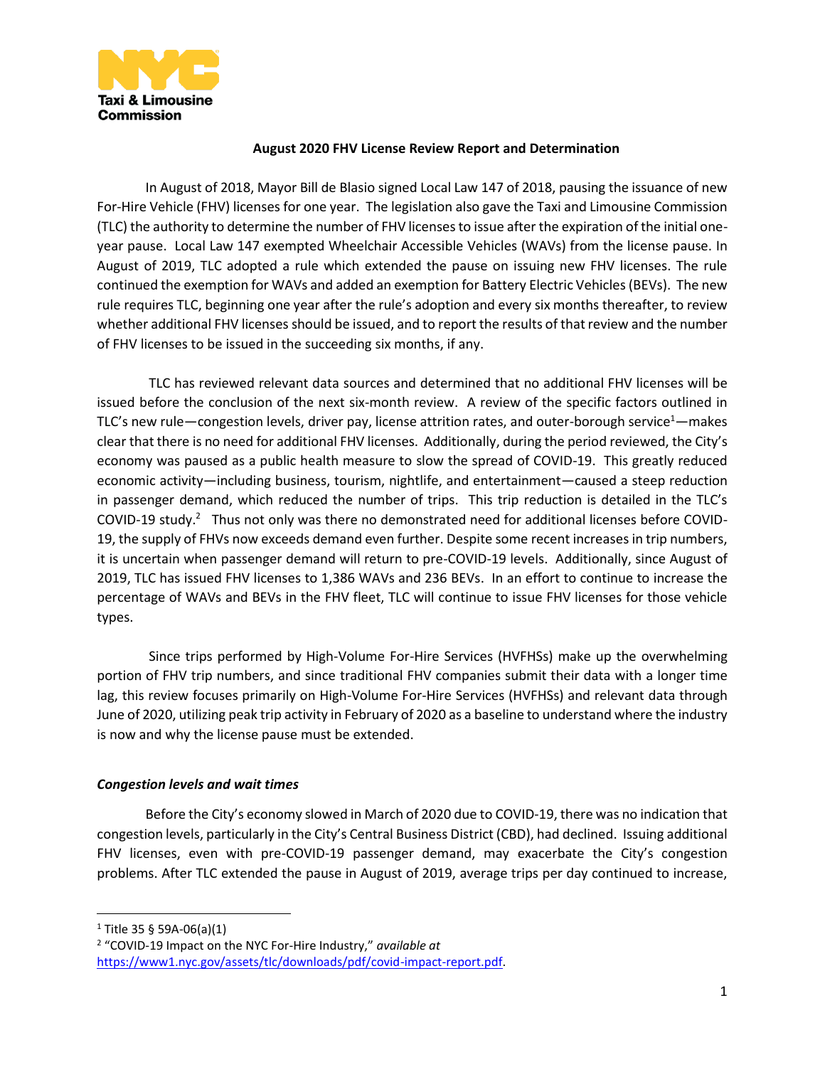**August 2020 FHV License Review Report and Determination**

In August of 2018, Mayor Bill de Blasio signed Local Law 147 of 2018, pausing the issuance of new For-Hire Vehicle (FHV) licenses for one year. The legislation also gave the Taxi and Limousine Commission (TLC) the authority to determine the number of FHV licenses to issue after the expiration of the initial one-year pause. Local Law 147 exempted Wheelchair Accessible Vehicles (WAVs) from the license pause. In August of 2019, TLC adopted a rule which extended the pause on issuing new FHV licenses. The rule continued the exemption for WAVs and added an exemption for Battery Electric Vehicles (BEVs). The new rule requires TLC, beginning one year after the rule's adoption and every six months thereafter, to review whether additional FHV licenses should be issued, and to report the results of that review and the number of FHV licenses to be issued in the succeeding six months, if any.

TLC has reviewed relevant data sources and determined that no additional FHV licenses will be issued before the conclusion of the next six-month review. A review of the specific factors outlined in TLC's new rule—congestion levels, driver pay, license attrition rates, and outer-borough service[1]—makes clear that there is no need for additional FHV licenses. Additionally, during the period reviewed, the City's economy was paused as a public health measure to slow the spread of COVID-19. This greatly reduced economic activity—including business, tourism, nightlife, and entertainment—caused a steep reduction in passenger demand, which reduced the number of trips. This trip reduction is detailed in the TLC's COVID-19 study.[2] Thus not only was there no demonstrated need for additional licenses before COVID-19, the supply of FHVs now exceeds demand even further. Despite some recent increases in trip numbers, it is uncertain when passenger demand will return to pre-COVID-19 levels. Additionally, since August of 2019, TLC has issued FHV licenses to 1,386 WAVs and 236 BEVs. In an effort to continue to increase the percentage of WAVs and BEVs in the FHV fleet, TLC will continue to issue FHV licenses for those vehicle types.

Since trips performed by High-Volume For-Hire Services (HVFHSs) make up the overwhelming portion of FHV trip numbers, and since traditional FHV companies submit their data with a longer time lag, this review focuses primarily on High-Volume For-Hire Services (HVFHSs) and relevant data through June of 2020, utilizing peak trip activity in February of 2020 as a baseline to understand where the industry is now and why the license pause must be extended.

***Congestion levels and wait times***

Before the City's economy slowed in March of 2020 due to COVID-19, there was no indication that congestion levels, particularly in the City's Central Business District (CBD), had declined. Issuing additional FHV licenses, even with pre-COVID-19 passenger demand, may exacerbate the City's congestion problems. After TLC extended the pause in August of 2019, average trips per day continued to increase,

[1] Title 35 § 59A-06(a)(1)

[2] "COVID-19 Impact on the NYC For-Hire Industry," *available at* https://www1.nyc.gov/assets/tlc/downloads/pdf/covid-impact-report.pdf.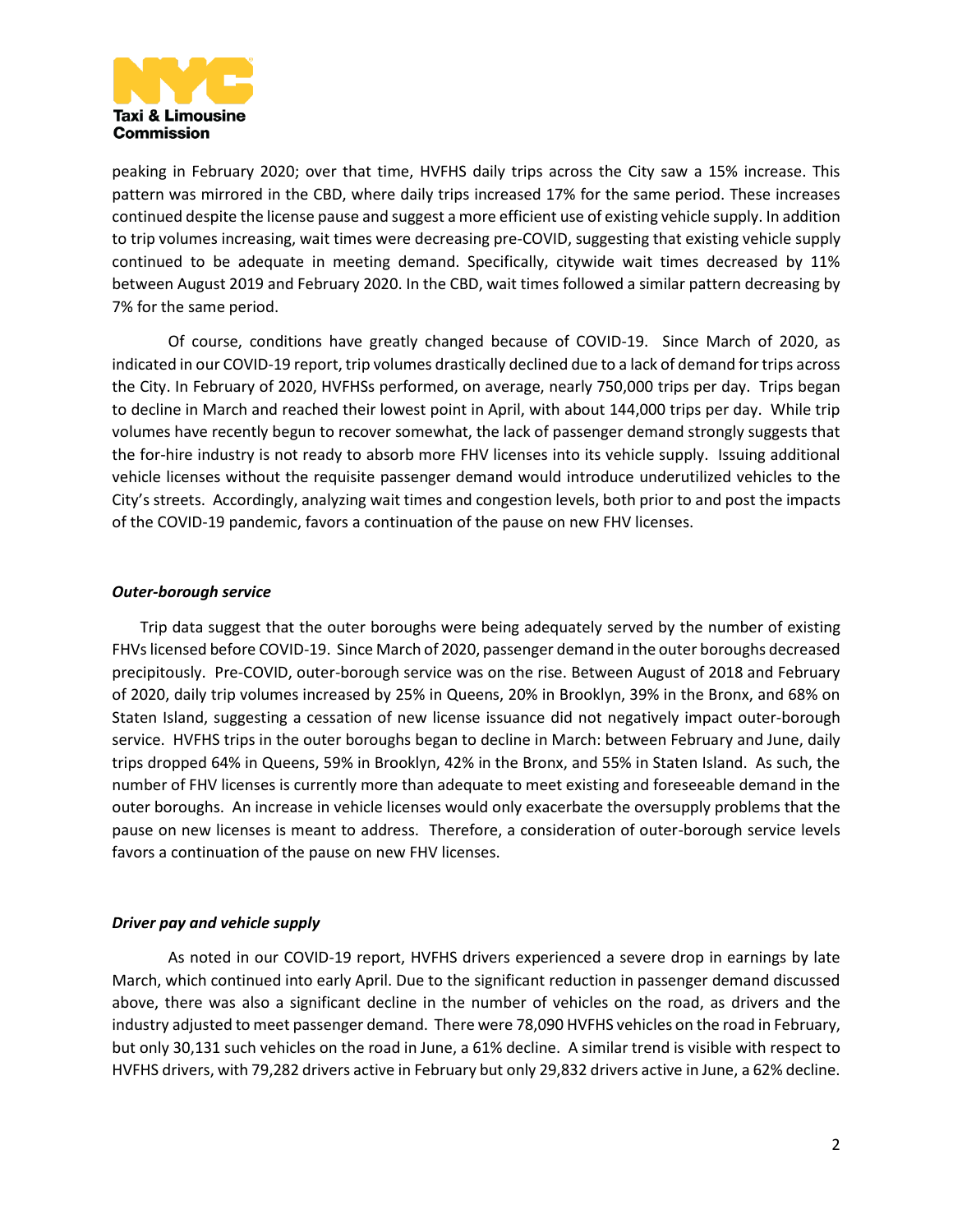peaking in February 2020; over that time, HVFHS daily trips across the City saw a 15% increase. This pattern was mirrored in the CBD, where daily trips increased 17% for the same period. These increases continued despite the license pause and suggest a more efficient use of existing vehicle supply. In addition to trip volumes increasing, wait times were decreasing pre-COVID, suggesting that existing vehicle supply continued to be adequate in meeting demand. Specifically, citywide wait times decreased by 11% between August 2019 and February 2020. In the CBD, wait times followed a similar pattern decreasing by 7% for the same period.

Of course, conditions have greatly changed because of COVID-19. Since March of 2020, as indicated in our COVID-19 report, trip volumes drastically declined due to a lack of demand for trips across the City. In February of 2020, HVFHSs performed, on average, nearly 750,000 trips per day. Trips began to decline in March and reached their lowest point in April, with about 144,000 trips per day. While trip volumes have recently begun to recover somewhat, the lack of passenger demand strongly suggests that the for-hire industry is not ready to absorb more FHV licenses into its vehicle supply. Issuing additional vehicle licenses without the requisite passenger demand would introduce underutilized vehicles to the City's streets. Accordingly, analyzing wait times and congestion levels, both prior to and post the impacts of the COVID-19 pandemic, favors a continuation of the pause on new FHV licenses.

### *Outer-borough service*

Trip data suggest that the outer boroughs were being adequately served by the number of existing FHVs licensed before COVID-19. Since March of 2020, passenger demand in the outer boroughs decreased precipitously. Pre-COVID, outer-borough service was on the rise. Between August of 2018 and February of 2020, daily trip volumes increased by 25% in Queens, 20% in Brooklyn, 39% in the Bronx, and 68% on Staten Island, suggesting a cessation of new license issuance did not negatively impact outer-borough service. HVFHS trips in the outer boroughs began to decline in March: between February and June, daily trips dropped 64% in Queens, 59% in Brooklyn, 42% in the Bronx, and 55% in Staten Island. As such, the number of FHV licenses is currently more than adequate to meet existing and foreseeable demand in the outer boroughs. An increase in vehicle licenses would only exacerbate the oversupply problems that the pause on new licenses is meant to address. Therefore, a consideration of outer-borough service levels favors a continuation of the pause on new FHV licenses.

### *Driver pay and vehicle supply*

As noted in our COVID-19 report, HVFHS drivers experienced a severe drop in earnings by late March, which continued into early April. Due to the significant reduction in passenger demand discussed above, there was also a significant decline in the number of vehicles on the road, as drivers and the industry adjusted to meet passenger demand. There were 78,090 HVFHS vehicles on the road in February, but only 30,131 such vehicles on the road in June, a 61% decline. A similar trend is visible with respect to HVFHS drivers, with 79,282 drivers active in February but only 29,832 drivers active in June, a 62% decline.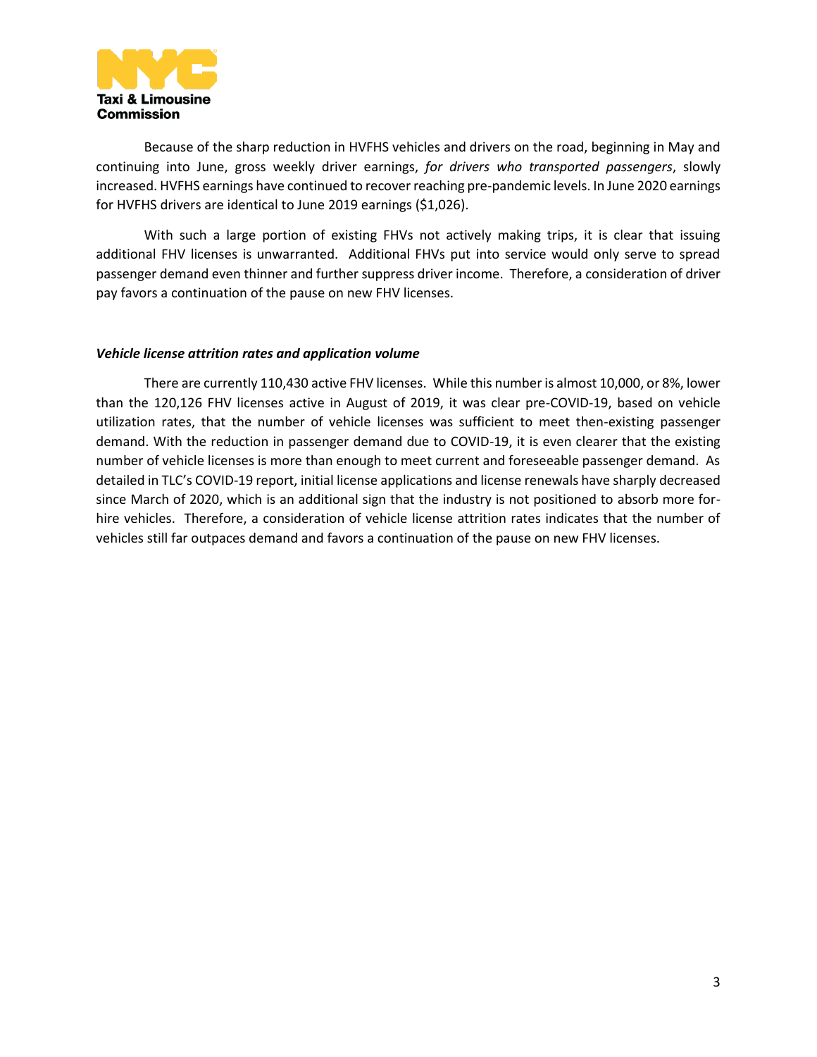Because of the sharp reduction in HVFHS vehicles and drivers on the road, beginning in May and continuing into June, gross weekly driver earnings, *for drivers who transported passengers*, slowly increased. HVFHS earnings have continued to recover reaching pre-pandemic levels. In June 2020 earnings for HVFHS drivers are identical to June 2019 earnings ($1,026).

With such a large portion of existing FHVs not actively making trips, it is clear that issuing additional FHV licenses is unwarranted. Additional FHVs put into service would only serve to spread passenger demand even thinner and further suppress driver income. Therefore, a consideration of driver pay favors a continuation of the pause on new FHV licenses.

***Vehicle license attrition rates and application volume***

There are currently 110,430 active FHV licenses. While this number is almost 10,000, or 8%, lower than the 120,126 FHV licenses active in August of 2019, it was clear pre-COVID-19, based on vehicle utilization rates, that the number of vehicle licenses was sufficient to meet then-existing passenger demand. With the reduction in passenger demand due to COVID-19, it is even clearer that the existing number of vehicle licenses is more than enough to meet current and foreseeable passenger demand. As detailed in TLC's COVID-19 report, initial license applications and license renewals have sharply decreased since March of 2020, which is an additional sign that the industry is not positioned to absorb more for-hire vehicles. Therefore, a consideration of vehicle license attrition rates indicates that the number of vehicles still far outpaces demand and favors a continuation of the pause on new FHV licenses.